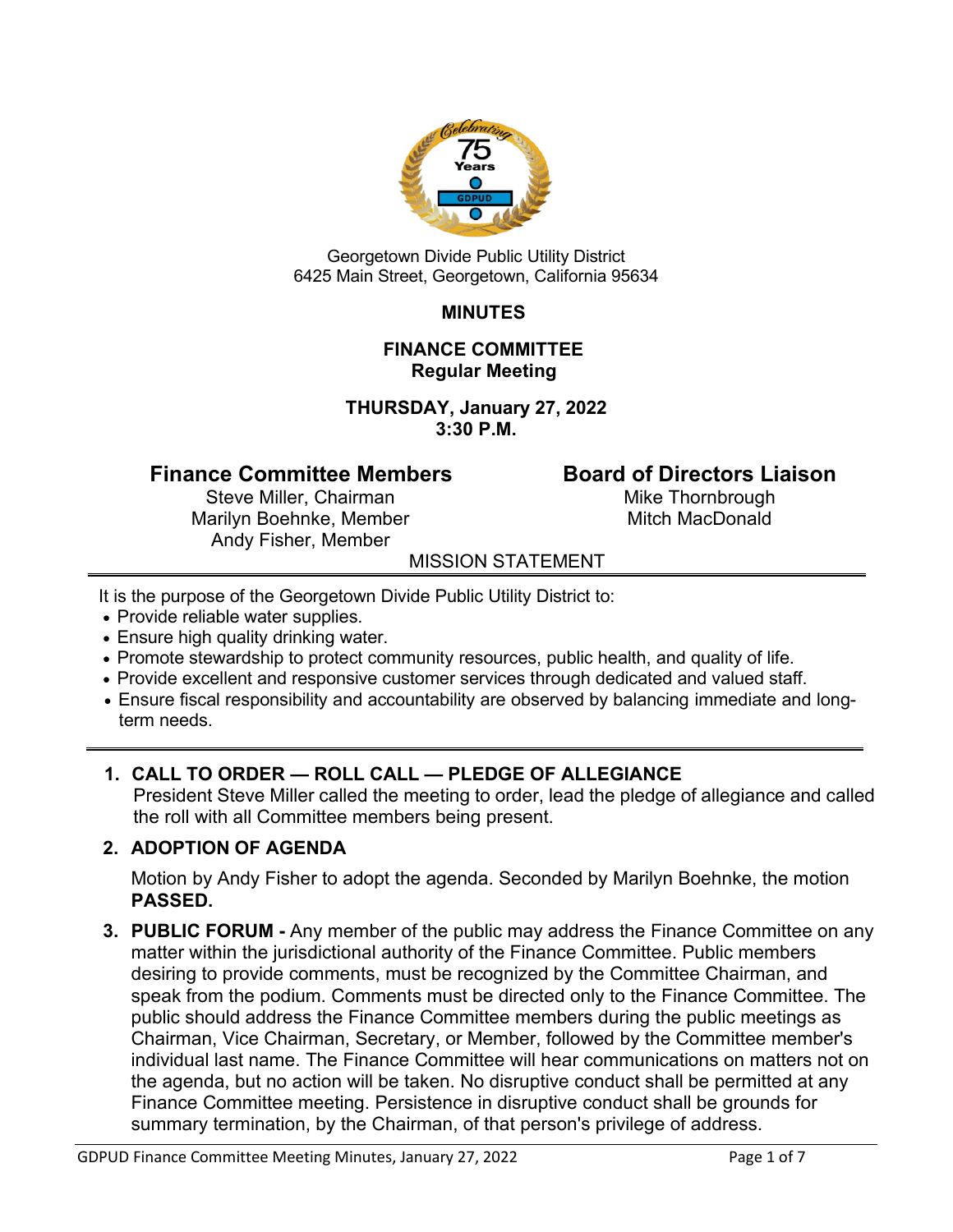Georgetown Divide Public Utility District
6425 Main Street, Georgetown, California 95634

# MINUTES

## FINANCE COMMITTEE
## Regular Meeting

**THURSDAY, January 27, 2022**
**3:30 P.M.**

**Finance Committee Members**
Steve Miller, Chairman
Marilyn Boehnke, Member
Andy Fisher, Member

**Board of Directors Liaison**
Mike Thornbrough
Mitch MacDonald

MISSION STATEMENT

It is the purpose of the Georgetown Divide Public Utility District to:

- Provide reliable water supplies.
- Ensure high quality drinking water.
- Promote stewardship to protect community resources, public health, and quality of life.
- Provide excellent and responsive customer services through dedicated and valued staff.
- Ensure fiscal responsibility and accountability are observed by balancing immediate and long-term needs.

1. **CALL TO ORDER — ROLL CALL — PLEDGE OF ALLEGIANCE**
   President Steve Miller called the meeting to order, lead the pledge of allegiance and called the roll with all Committee members being present.

2. **ADOPTION OF AGENDA**

   Motion by Andy Fisher to adopt the agenda. Seconded by Marilyn Boehnke, the motion **PASSED.**

3. **PUBLIC FORUM -** Any member of the public may address the Finance Committee on any matter within the jurisdictional authority of the Finance Committee. Public members desiring to provide comments, must be recognized by the Committee Chairman, and speak from the podium. Comments must be directed only to the Finance Committee. The public should address the Finance Committee members during the public meetings as Chairman, Vice Chairman, Secretary, or Member, followed by the Committee member's individual last name. The Finance Committee will hear communications on matters not on the agenda, but no action will be taken. No disruptive conduct shall be permitted at any Finance Committee meeting. Persistence in disruptive conduct shall be grounds for summary termination, by the Chairman, of that person's privilege of address.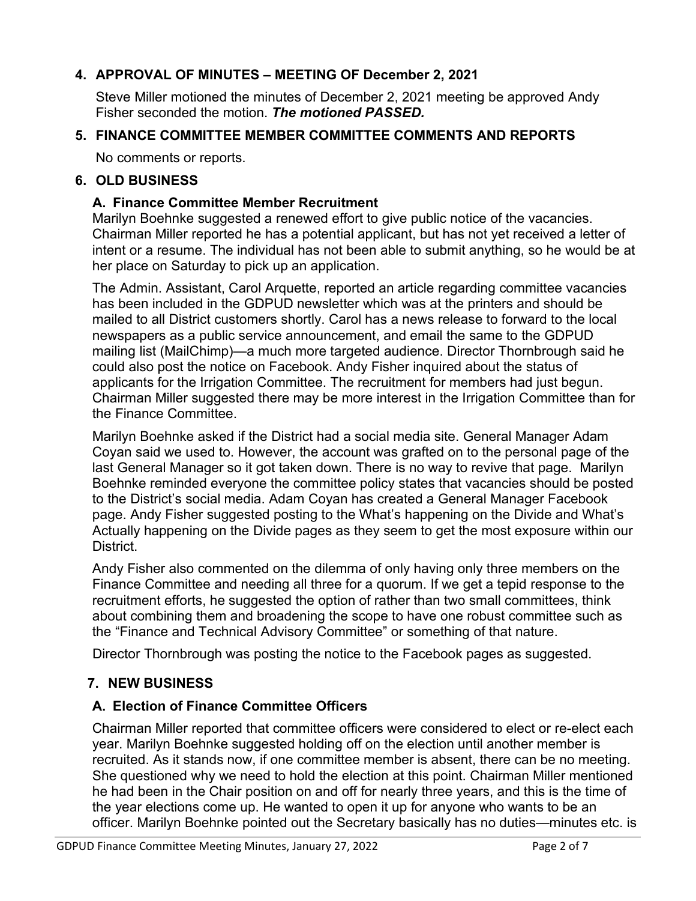## 4. APPROVAL OF MINUTES – MEETING OF December 2, 2021

Steve Miller motioned the minutes of December 2, 2021 meeting be approved Andy Fisher seconded the motion. ***The motioned PASSED.***

## 5. FINANCE COMMITTEE MEMBER COMMITTEE COMMENTS AND REPORTS

No comments or reports.

## 6. OLD BUSINESS

### A. Finance Committee Member Recruitment

Marilyn Boehnke suggested a renewed effort to give public notice of the vacancies. Chairman Miller reported he has a potential applicant, but has not yet received a letter of intent or a resume. The individual has not been able to submit anything, so he would be at her place on Saturday to pick up an application.

The Admin. Assistant, Carol Arquette, reported an article regarding committee vacancies has been included in the GDPUD newsletter which was at the printers and should be mailed to all District customers shortly. Carol has a news release to forward to the local newspapers as a public service announcement, and email the same to the GDPUD mailing list (MailChimp)—a much more targeted audience. Director Thornbrough said he could also post the notice on Facebook. Andy Fisher inquired about the status of applicants for the Irrigation Committee. The recruitment for members had just begun. Chairman Miller suggested there may be more interest in the Irrigation Committee than for the Finance Committee.

Marilyn Boehnke asked if the District had a social media site. General Manager Adam Coyan said we used to. However, the account was grafted on to the personal page of the last General Manager so it got taken down. There is no way to revive that page. Marilyn Boehnke reminded everyone the committee policy states that vacancies should be posted to the District's social media. Adam Coyan has created a General Manager Facebook page. Andy Fisher suggested posting to the What's happening on the Divide and What's Actually happening on the Divide pages as they seem to get the most exposure within our District.

Andy Fisher also commented on the dilemma of only having only three members on the Finance Committee and needing all three for a quorum. If we get a tepid response to the recruitment efforts, he suggested the option of rather than two small committees, think about combining them and broadening the scope to have one robust committee such as the "Finance and Technical Advisory Committee" or something of that nature.

Director Thornbrough was posting the notice to the Facebook pages as suggested.

## 7. NEW BUSINESS

### A. Election of Finance Committee Officers

Chairman Miller reported that committee officers were considered to elect or re-elect each year. Marilyn Boehnke suggested holding off on the election until another member is recruited. As it stands now, if one committee member is absent, there can be no meeting. She questioned why we need to hold the election at this point. Chairman Miller mentioned he had been in the Chair position on and off for nearly three years, and this is the time of the year elections come up. He wanted to open it up for anyone who wants to be an officer. Marilyn Boehnke pointed out the Secretary basically has no duties—minutes etc. is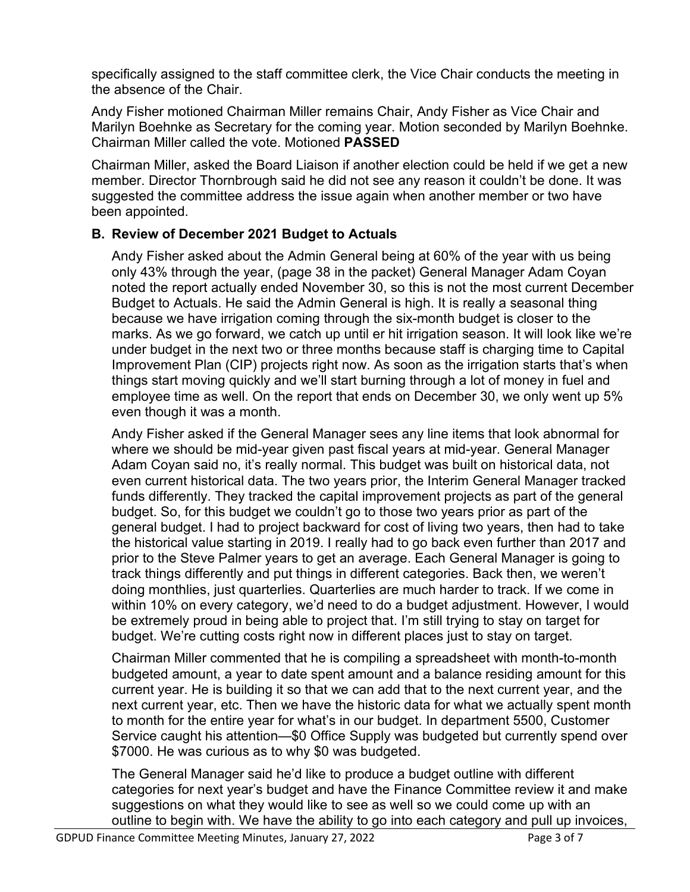specifically assigned to the staff committee clerk, the Vice Chair conducts the meeting in the absence of the Chair.

Andy Fisher motioned Chairman Miller remains Chair, Andy Fisher as Vice Chair and Marilyn Boehnke as Secretary for the coming year. Motion seconded by Marilyn Boehnke. Chairman Miller called the vote. Motioned **PASSED**

Chairman Miller, asked the Board Liaison if another election could be held if we get a new member. Director Thornbrough said he did not see any reason it couldn't be done. It was suggested the committee address the issue again when another member or two have been appointed.

**B. Review of December 2021 Budget to Actuals**

Andy Fisher asked about the Admin General being at 60% of the year with us being only 43% through the year, (page 38 in the packet) General Manager Adam Coyan noted the report actually ended November 30, so this is not the most current December Budget to Actuals. He said the Admin General is high. It is really a seasonal thing because we have irrigation coming through the six-month budget is closer to the marks. As we go forward, we catch up until er hit irrigation season. It will look like we're under budget in the next two or three months because staff is charging time to Capital Improvement Plan (CIP) projects right now. As soon as the irrigation starts that's when things start moving quickly and we'll start burning through a lot of money in fuel and employee time as well. On the report that ends on December 30, we only went up 5% even though it was a month.

Andy Fisher asked if the General Manager sees any line items that look abnormal for where we should be mid-year given past fiscal years at mid-year. General Manager Adam Coyan said no, it's really normal. This budget was built on historical data, not even current historical data. The two years prior, the Interim General Manager tracked funds differently. They tracked the capital improvement projects as part of the general budget. So, for this budget we couldn't go to those two years prior as part of the general budget. I had to project backward for cost of living two years, then had to take the historical value starting in 2019. I really had to go back even further than 2017 and prior to the Steve Palmer years to get an average. Each General Manager is going to track things differently and put things in different categories. Back then, we weren't doing monthlies, just quarterlies. Quarterlies are much harder to track. If we come in within 10% on every category, we'd need to do a budget adjustment. However, I would be extremely proud in being able to project that. I'm still trying to stay on target for budget. We're cutting costs right now in different places just to stay on target.

Chairman Miller commented that he is compiling a spreadsheet with month-to-month budgeted amount, a year to date spent amount and a balance residing amount for this current year. He is building it so that we can add that to the next current year, and the next current year, etc. Then we have the historic data for what we actually spent month to month for the entire year for what's in our budget. In department 5500, Customer Service caught his attention—$0 Office Supply was budgeted but currently spend over $7000. He was curious as to why $0 was budgeted.

The General Manager said he'd like to produce a budget outline with different categories for next year's budget and have the Finance Committee review it and make suggestions on what they would like to see as well so we could come up with an outline to begin with. We have the ability to go into each category and pull up invoices,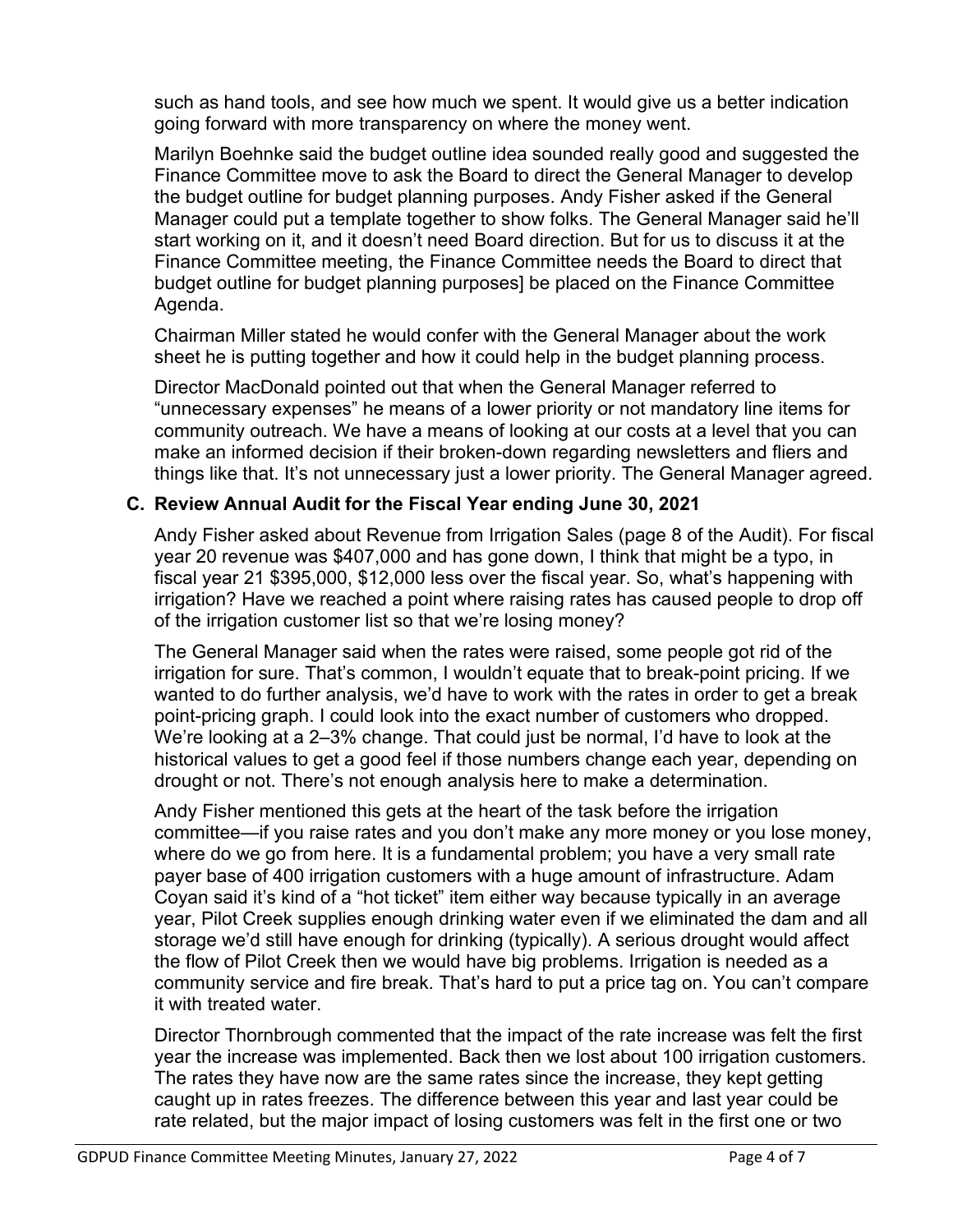such as hand tools, and see how much we spent. It would give us a better indication going forward with more transparency on where the money went.

Marilyn Boehnke said the budget outline idea sounded really good and suggested the Finance Committee move to ask the Board to direct the General Manager to develop the budget outline for budget planning purposes. Andy Fisher asked if the General Manager could put a template together to show folks. The General Manager said he'll start working on it, and it doesn't need Board direction. But for us to discuss it at the Finance Committee meeting, the Finance Committee needs the Board to direct that budget outline for budget planning purposes] be placed on the Finance Committee Agenda.

Chairman Miller stated he would confer with the General Manager about the work sheet he is putting together and how it could help in the budget planning process.

Director MacDonald pointed out that when the General Manager referred to "unnecessary expenses" he means of a lower priority or not mandatory line items for community outreach. We have a means of looking at our costs at a level that you can make an informed decision if their broken-down regarding newsletters and fliers and things like that. It's not unnecessary just a lower priority. The General Manager agreed.

### C. Review Annual Audit for the Fiscal Year ending June 30, 2021

Andy Fisher asked about Revenue from Irrigation Sales (page 8 of the Audit). For fiscal year 20 revenue was $407,000 and has gone down, I think that might be a typo, in fiscal year 21 $395,000, $12,000 less over the fiscal year. So, what's happening with irrigation? Have we reached a point where raising rates has caused people to drop off of the irrigation customer list so that we're losing money?

The General Manager said when the rates were raised, some people got rid of the irrigation for sure. That's common, I wouldn't equate that to break-point pricing. If we wanted to do further analysis, we'd have to work with the rates in order to get a break point-pricing graph. I could look into the exact number of customers who dropped. We're looking at a 2–3% change. That could just be normal, I'd have to look at the historical values to get a good feel if those numbers change each year, depending on drought or not. There's not enough analysis here to make a determination.

Andy Fisher mentioned this gets at the heart of the task before the irrigation committee—if you raise rates and you don't make any more money or you lose money, where do we go from here. It is a fundamental problem; you have a very small rate payer base of 400 irrigation customers with a huge amount of infrastructure. Adam Coyan said it's kind of a "hot ticket" item either way because typically in an average year, Pilot Creek supplies enough drinking water even if we eliminated the dam and all storage we'd still have enough for drinking (typically). A serious drought would affect the flow of Pilot Creek then we would have big problems. Irrigation is needed as a community service and fire break. That's hard to put a price tag on. You can't compare it with treated water.

Director Thornbrough commented that the impact of the rate increase was felt the first year the increase was implemented. Back then we lost about 100 irrigation customers. The rates they have now are the same rates since the increase, they kept getting caught up in rates freezes. The difference between this year and last year could be rate related, but the major impact of losing customers was felt in the first one or two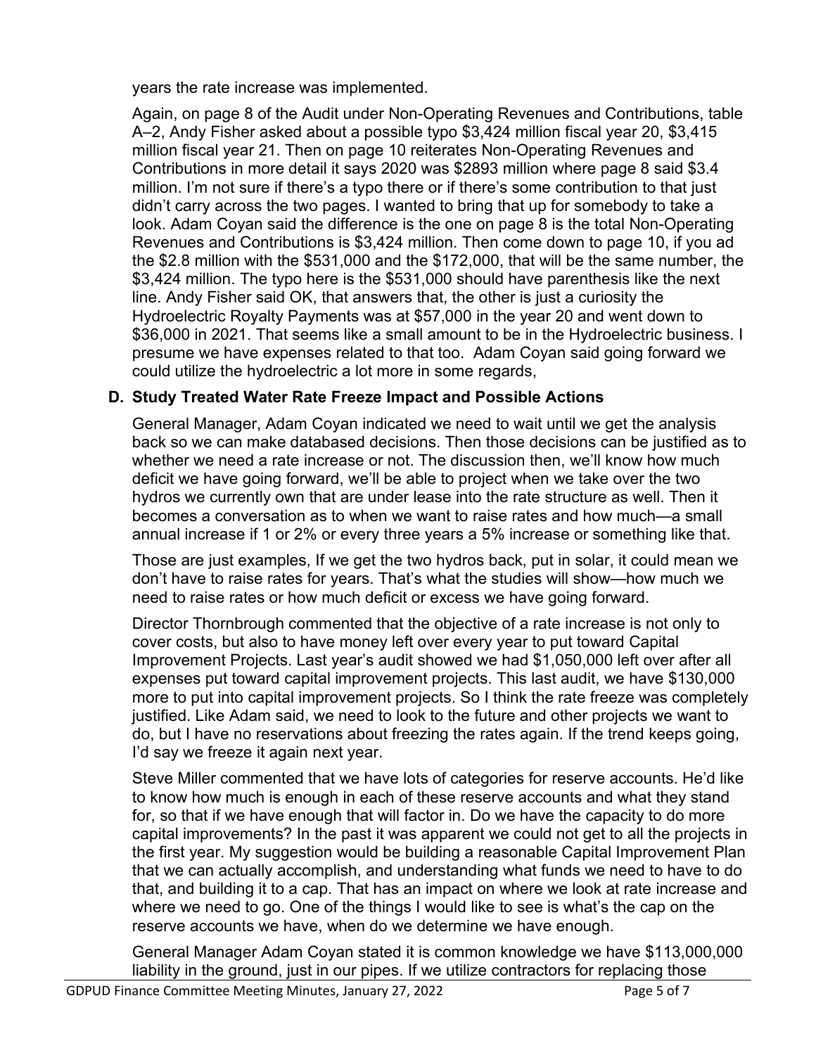years the rate increase was implemented.

Again, on page 8 of the Audit under Non-Operating Revenues and Contributions, table A–2, Andy Fisher asked about a possible typo $3,424 million fiscal year 20, $3,415 million fiscal year 21. Then on page 10 reiterates Non-Operating Revenues and Contributions in more detail it says 2020 was $2893 million where page 8 said $3.4 million. I'm not sure if there's a typo there or if there's some contribution to that just didn't carry across the two pages. I wanted to bring that up for somebody to take a look. Adam Coyan said the difference is the one on page 8 is the total Non-Operating Revenues and Contributions is $3,424 million. Then come down to page 10, if you ad the $2.8 million with the $531,000 and the $172,000, that will be the same number, the $3,424 million. The typo here is the $531,000 should have parenthesis like the next line. Andy Fisher said OK, that answers that, the other is just a curiosity the Hydroelectric Royalty Payments was at $57,000 in the year 20 and went down to $36,000 in 2021. That seems like a small amount to be in the Hydroelectric business. I presume we have expenses related to that too. Adam Coyan said going forward we could utilize the hydroelectric a lot more in some regards,

**D. Study Treated Water Rate Freeze Impact and Possible Actions**

General Manager, Adam Coyan indicated we need to wait until we get the analysis back so we can make databased decisions. Then those decisions can be justified as to whether we need a rate increase or not. The discussion then, we'll know how much deficit we have going forward, we'll be able to project when we take over the two hydros we currently own that are under lease into the rate structure as well. Then it becomes a conversation as to when we want to raise rates and how much—a small annual increase if 1 or 2% or every three years a 5% increase or something like that.

Those are just examples, If we get the two hydros back, put in solar, it could mean we don't have to raise rates for years. That's what the studies will show—how much we need to raise rates or how much deficit or excess we have going forward.

Director Thornbrough commented that the objective of a rate increase is not only to cover costs, but also to have money left over every year to put toward Capital Improvement Projects. Last year's audit showed we had $1,050,000 left over after all expenses put toward capital improvement projects. This last audit, we have $130,000 more to put into capital improvement projects. So I think the rate freeze was completely justified. Like Adam said, we need to look to the future and other projects we want to do, but I have no reservations about freezing the rates again. If the trend keeps going, I'd say we freeze it again next year.

Steve Miller commented that we have lots of categories for reserve accounts. He'd like to know how much is enough in each of these reserve accounts and what they stand for, so that if we have enough that will factor in. Do we have the capacity to do more capital improvements? In the past it was apparent we could not get to all the projects in the first year. My suggestion would be building a reasonable Capital Improvement Plan that we can actually accomplish, and understanding what funds we need to have to do that, and building it to a cap. That has an impact on where we look at rate increase and where we need to go. One of the things I would like to see is what's the cap on the reserve accounts we have, when do we determine we have enough.

General Manager Adam Coyan stated it is common knowledge we have $113,000,000 liability in the ground, just in our pipes. If we utilize contractors for replacing those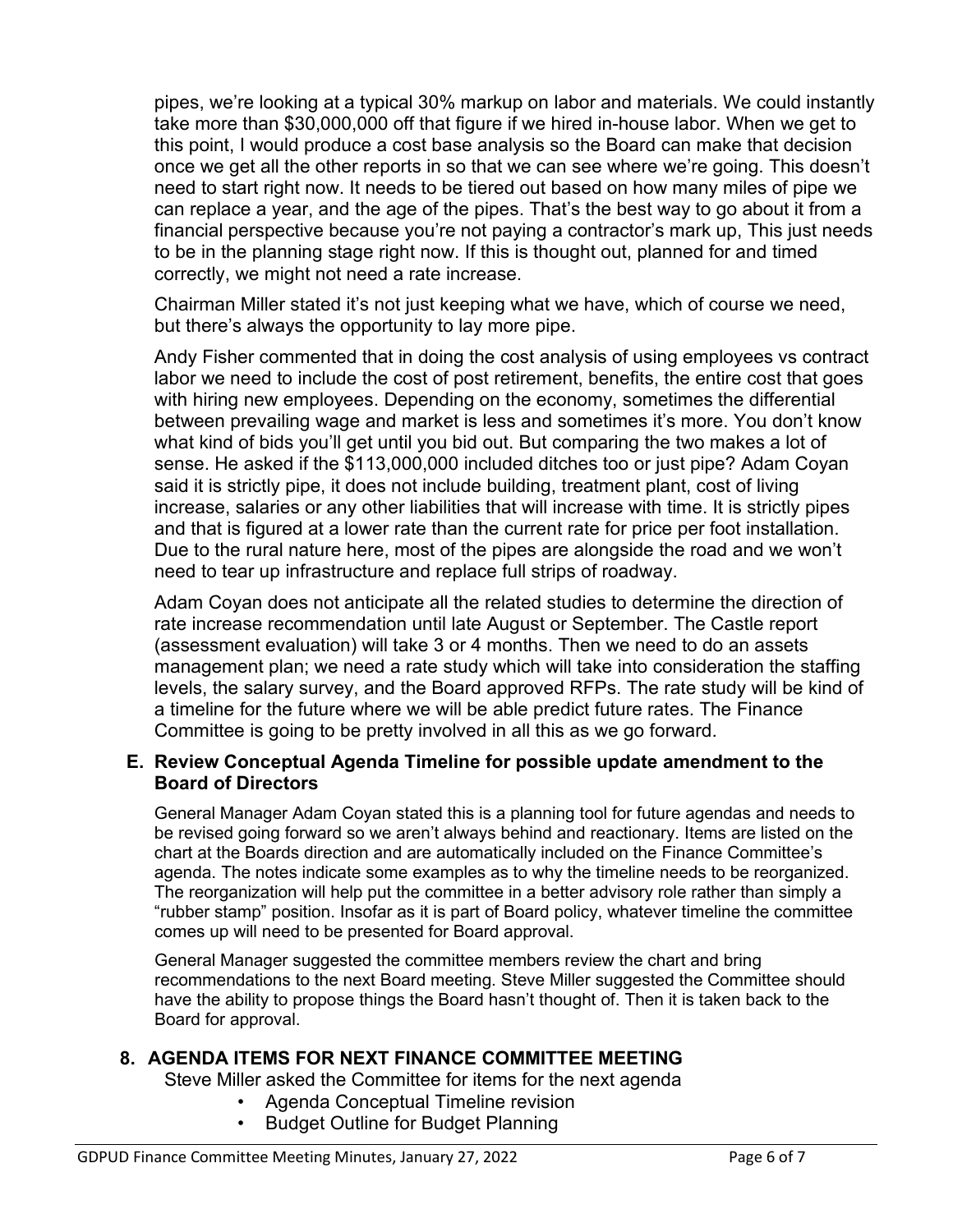pipes, we're looking at a typical 30% markup on labor and materials. We could instantly take more than $30,000,000 off that figure if we hired in-house labor. When we get to this point, I would produce a cost base analysis so the Board can make that decision once we get all the other reports in so that we can see where we're going. This doesn't need to start right now. It needs to be tiered out based on how many miles of pipe we can replace a year, and the age of the pipes. That's the best way to go about it from a financial perspective because you're not paying a contractor's mark up, This just needs to be in the planning stage right now. If this is thought out, planned for and timed correctly, we might not need a rate increase.

Chairman Miller stated it's not just keeping what we have, which of course we need, but there's always the opportunity to lay more pipe.

Andy Fisher commented that in doing the cost analysis of using employees vs contract labor we need to include the cost of post retirement, benefits, the entire cost that goes with hiring new employees. Depending on the economy, sometimes the differential between prevailing wage and market is less and sometimes it's more. You don't know what kind of bids you'll get until you bid out. But comparing the two makes a lot of sense. He asked if the $113,000,000 included ditches too or just pipe? Adam Coyan said it is strictly pipe, it does not include building, treatment plant, cost of living increase, salaries or any other liabilities that will increase with time. It is strictly pipes and that is figured at a lower rate than the current rate for price per foot installation. Due to the rural nature here, most of the pipes are alongside the road and we won't need to tear up infrastructure and replace full strips of roadway.

Adam Coyan does not anticipate all the related studies to determine the direction of rate increase recommendation until late August or September. The Castle report (assessment evaluation) will take 3 or 4 months. Then we need to do an assets management plan; we need a rate study which will take into consideration the staffing levels, the salary survey, and the Board approved RFPs. The rate study will be kind of a timeline for the future where we will be able predict future rates. The Finance Committee is going to be pretty involved in all this as we go forward.

**E. Review Conceptual Agenda Timeline for possible update amendment to the Board of Directors**

General Manager Adam Coyan stated this is a planning tool for future agendas and needs to be revised going forward so we aren't always behind and reactionary. Items are listed on the chart at the Boards direction and are automatically included on the Finance Committee's agenda. The notes indicate some examples as to why the timeline needs to be reorganized. The reorganization will help put the committee in a better advisory role rather than simply a "rubber stamp" position. Insofar as it is part of Board policy, whatever timeline the committee comes up will need to be presented for Board approval.

General Manager suggested the committee members review the chart and bring recommendations to the next Board meeting. Steve Miller suggested the Committee should have the ability to propose things the Board hasn't thought of. Then it is taken back to the Board for approval.

## 8. AGENDA ITEMS FOR NEXT FINANCE COMMITTEE MEETING

Steve Miller asked the Committee for items for the next agenda

- Agenda Conceptual Timeline revision
- Budget Outline for Budget Planning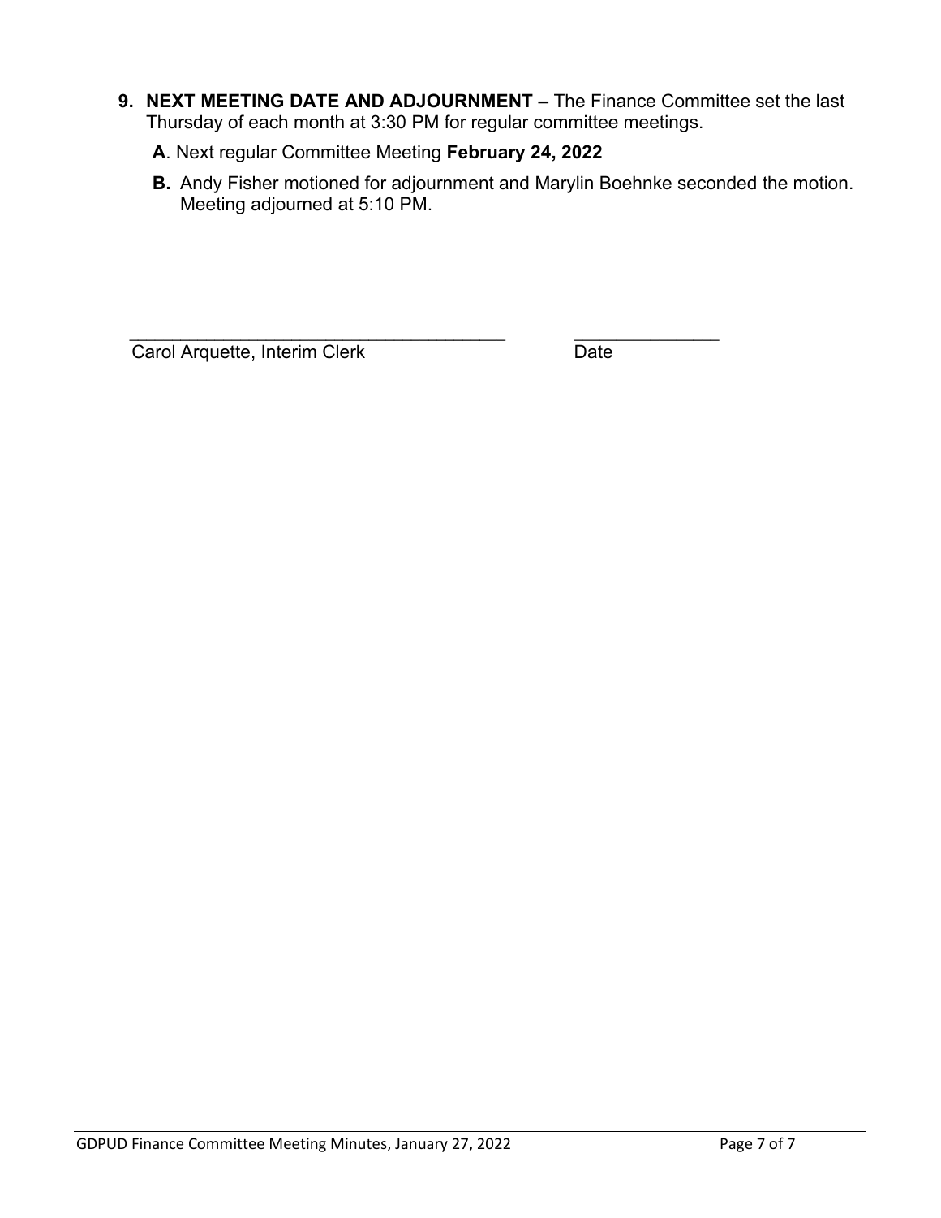**9. NEXT MEETING DATE AND ADJOURNMENT –** The Finance Committee set the last Thursday of each month at 3:30 PM for regular committee meetings.

**A**. Next regular Committee Meeting **February 24, 2022**

**B.** Andy Fisher motioned for adjournment and Marylin Boehnke seconded the motion. Meeting adjourned at 5:10 PM.

\_\_\_\_\_\_\_\_\_\_\_\_\_\_\_\_\_\_\_\_\_\_\_\_\_\_\_\_\_\_\_\_\_\_\_\_\_\_\_ \_\_\_\_\_\_\_\_\_\_\_\_\_\_\_

Carol Arquette, Interim Clerk Date